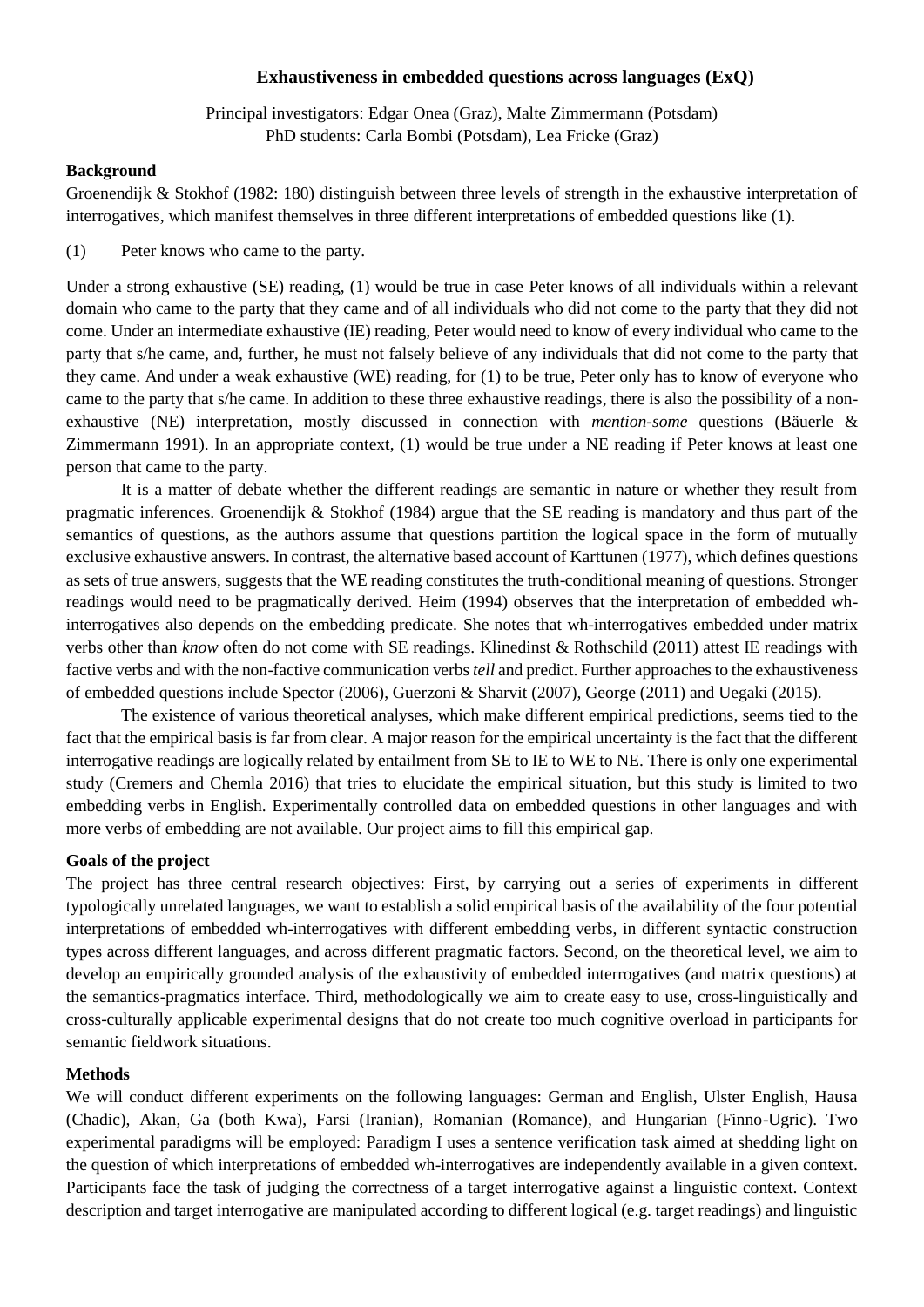## Exhaustiveness in embedded questions across languages (ExQ)

Principal investigators: Edgar Onea (Graz), Malte Zimmermann (Potsdam)
PhD students: Carla Bombi (Potsdam), Lea Fricke (Graz)

### Background

Groenendijk & Stokhof (1982: 180) distinguish between three levels of strength in the exhaustive interpretation of interrogatives, which manifest themselves in three different interpretations of embedded questions like (1).

(1) Peter knows who came to the party.

Under a strong exhaustive (SE) reading, (1) would be true in case Peter knows of all individuals within a relevant domain who came to the party that they came and of all individuals who did not come to the party that they did not come. Under an intermediate exhaustive (IE) reading, Peter would need to know of every individual who came to the party that s/he came, and, further, he must not falsely believe of any individuals that did not come to the party that they came. And under a weak exhaustive (WE) reading, for (1) to be true, Peter only has to know of everyone who came to the party that s/he came. In addition to these three exhaustive readings, there is also the possibility of a non-exhaustive (NE) interpretation, mostly discussed in connection with *mention-some* questions (Bäuerle & Zimmermann 1991). In an appropriate context, (1) would be true under a NE reading if Peter knows at least one person that came to the party.

It is a matter of debate whether the different readings are semantic in nature or whether they result from pragmatic inferences. Groenendijk & Stokhof (1984) argue that the SE reading is mandatory and thus part of the semantics of questions, as the authors assume that questions partition the logical space in the form of mutually exclusive exhaustive answers. In contrast, the alternative based account of Karttunen (1977), which defines questions as sets of true answers, suggests that the WE reading constitutes the truth-conditional meaning of questions. Stronger readings would need to be pragmatically derived. Heim (1994) observes that the interpretation of embedded wh-interrogatives also depends on the embedding predicate. She notes that wh-interrogatives embedded under matrix verbs other than *know* often do not come with SE readings. Klinedinst & Rothschild (2011) attest IE readings with factive verbs and with the non-factive communication verbs *tell* and predict. Further approaches to the exhaustiveness of embedded questions include Spector (2006), Guerzoni & Sharvit (2007), George (2011) and Uegaki (2015).

The existence of various theoretical analyses, which make different empirical predictions, seems tied to the fact that the empirical basis is far from clear. A major reason for the empirical uncertainty is the fact that the different interrogative readings are logically related by entailment from SE to IE to WE to NE. There is only one experimental study (Cremers and Chemla 2016) that tries to elucidate the empirical situation, but this study is limited to two embedding verbs in English. Experimentally controlled data on embedded questions in other languages and with more verbs of embedding are not available. Our project aims to fill this empirical gap.

### Goals of the project

The project has three central research objectives: First, by carrying out a series of experiments in different typologically unrelated languages, we want to establish a solid empirical basis of the availability of the four potential interpretations of embedded wh-interrogatives with different embedding verbs, in different syntactic construction types across different languages, and across different pragmatic factors. Second, on the theoretical level, we aim to develop an empirically grounded analysis of the exhaustivity of embedded interrogatives (and matrix questions) at the semantics-pragmatics interface. Third, methodologically we aim to create easy to use, cross-linguistically and cross-culturally applicable experimental designs that do not create too much cognitive overload in participants for semantic fieldwork situations.

### Methods

We will conduct different experiments on the following languages: German and English, Ulster English, Hausa (Chadic), Akan, Ga (both Kwa), Farsi (Iranian), Romanian (Romance), and Hungarian (Finno-Ugric). Two experimental paradigms will be employed: Paradigm I uses a sentence verification task aimed at shedding light on the question of which interpretations of embedded wh-interrogatives are independently available in a given context. Participants face the task of judging the correctness of a target interrogative against a linguistic context. Context description and target interrogative are manipulated according to different logical (e.g. target readings) and linguistic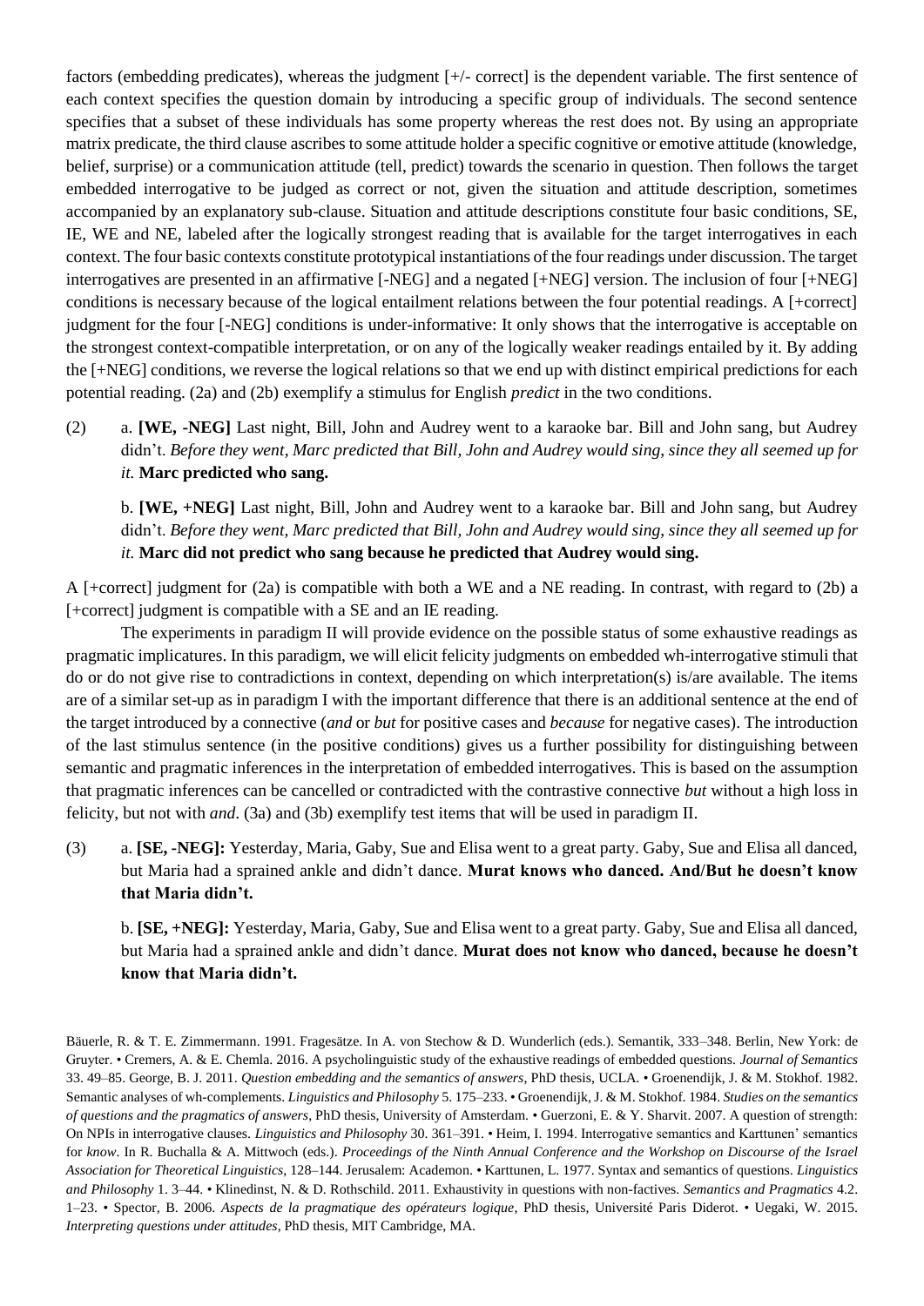factors (embedding predicates), whereas the judgment [+/- correct] is the dependent variable. The first sentence of each context specifies the question domain by introducing a specific group of individuals. The second sentence specifies that a subset of these individuals has some property whereas the rest does not. By using an appropriate matrix predicate, the third clause ascribes to some attitude holder a specific cognitive or emotive attitude (knowledge, belief, surprise) or a communication attitude (tell, predict) towards the scenario in question. Then follows the target embedded interrogative to be judged as correct or not, given the situation and attitude description, sometimes accompanied by an explanatory sub-clause. Situation and attitude descriptions constitute four basic conditions, SE, IE, WE and NE, labeled after the logically strongest reading that is available for the target interrogatives in each context. The four basic contexts constitute prototypical instantiations of the four readings under discussion. The target interrogatives are presented in an affirmative [-NEG] and a negated [+NEG] version. The inclusion of four [+NEG] conditions is necessary because of the logical entailment relations between the four potential readings. A [+correct] judgment for the four [-NEG] conditions is under-informative: It only shows that the interrogative is acceptable on the strongest context-compatible interpretation, or on any of the logically weaker readings entailed by it. By adding the [+NEG] conditions, we reverse the logical relations so that we end up with distinct empirical predictions for each potential reading. (2a) and (2b) exemplify a stimulus for English *predict* in the two conditions.

(2) a. **[WE, -NEG]** Last night, Bill, John and Audrey went to a karaoke bar. Bill and John sang, but Audrey didn't. *Before they went, Marc predicted that Bill, John and Audrey would sing, since they all seemed up for it.* **Marc predicted who sang.**

b. **[WE, +NEG]** Last night, Bill, John and Audrey went to a karaoke bar. Bill and John sang, but Audrey didn't. *Before they went, Marc predicted that Bill, John and Audrey would sing, since they all seemed up for it.* **Marc did not predict who sang because he predicted that Audrey would sing.**

A [+correct] judgment for (2a) is compatible with both a WE and a NE reading. In contrast, with regard to (2b) a [+correct] judgment is compatible with a SE and an IE reading.

The experiments in paradigm II will provide evidence on the possible status of some exhaustive readings as pragmatic implicatures. In this paradigm, we will elicit felicity judgments on embedded wh-interrogative stimuli that do or do not give rise to contradictions in context, depending on which interpretation(s) is/are available. The items are of a similar set-up as in paradigm I with the important difference that there is an additional sentence at the end of the target introduced by a connective (*and* or *but* for positive cases and *because* for negative cases). The introduction of the last stimulus sentence (in the positive conditions) gives us a further possibility for distinguishing between semantic and pragmatic inferences in the interpretation of embedded interrogatives. This is based on the assumption that pragmatic inferences can be cancelled or contradicted with the contrastive connective *but* without a high loss in felicity, but not with *and*. (3a) and (3b) exemplify test items that will be used in paradigm II.

(3) a. **[SE, -NEG]:** Yesterday, Maria, Gaby, Sue and Elisa went to a great party. Gaby, Sue and Elisa all danced, but Maria had a sprained ankle and didn't dance. **Murat knows who danced. And/But he doesn't know that Maria didn't.**

b. **[SE, +NEG]:** Yesterday, Maria, Gaby, Sue and Elisa went to a great party. Gaby, Sue and Elisa all danced, but Maria had a sprained ankle and didn't dance. **Murat does not know who danced, because he doesn't know that Maria didn't.**

Bäuerle, R. & T. E. Zimmermann. 1991. Fragesätze. In A. von Stechow & D. Wunderlich (eds.). Semantik, 333–348. Berlin, New York: de Gruyter. • Cremers, A. & E. Chemla. 2016. A psycholinguistic study of the exhaustive readings of embedded questions. *Journal of Semantics* 33. 49–85. George, B. J. 2011. *Question embedding and the semantics of answers*, PhD thesis, UCLA. • Groenendijk, J. & M. Stokhof. 1982. Semantic analyses of wh-complements. *Linguistics and Philosophy* 5. 175–233. • Groenendijk, J. & M. Stokhof. 1984. *Studies on the semantics of questions and the pragmatics of answers*, PhD thesis, University of Amsterdam. • Guerzoni, E. & Y. Sharvit. 2007. A question of strength: On NPIs in interrogative clauses. *Linguistics and Philosophy* 30. 361–391. • Heim, I. 1994. Interrogative semantics and Karttunen' semantics for *know*. In R. Buchalla & A. Mittwoch (eds.). *Proceedings of the Ninth Annual Conference and the Workshop on Discourse of the Israel Association for Theoretical Linguistics*, 128–144. Jerusalem: Academon. • Karttunen, L. 1977. Syntax and semantics of questions. *Linguistics and Philosophy* 1. 3–44. • Klinedinst, N. & D. Rothschild. 2011. Exhaustivity in questions with non-factives. *Semantics and Pragmatics* 4.2. 1–23. • Spector, B. 2006. *Aspects de la pragmatique des opérateurs logique*, PhD thesis, Université Paris Diderot. • Uegaki, W. 2015. *Interpreting questions under attitudes*, PhD thesis, MIT Cambridge, MA.